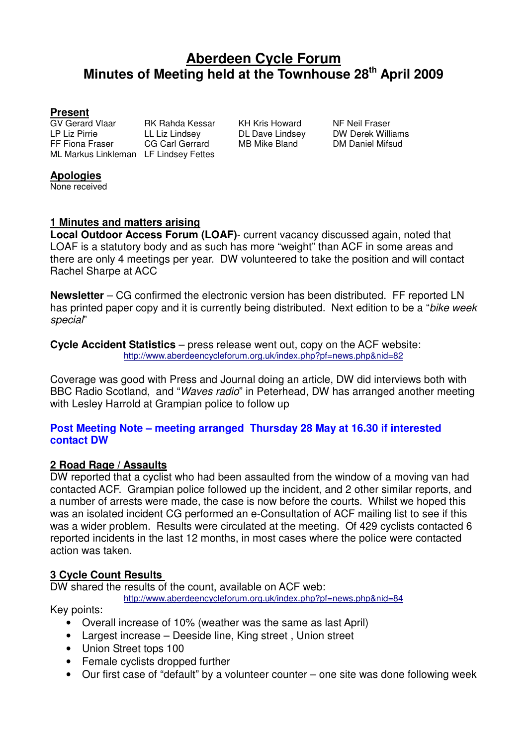# Aberdeen Cycle Forum

## Minutes of Meeting held at the Townhouse 28th April 2009

### Present

GV Gerard Vlaar
LP Liz Pirrie
FF Fiona Fraser
ML Markus Linkleman
RK Rahda Kessar
LL Liz Lindsey
CG Carl Gerrard
LF Lindsey Fettes
KH Kris Howard
DL Dave Lindsey
MB Mike Bland
NF Neil Fraser
DW Derek Williams
DM Daniel Mifsud

### Apologies

None received

### 1 Minutes and matters arising

**Local Outdoor Access Forum (LOAF)**- current vacancy discussed again, noted that LOAF is a statutory body and as such has more "weight" than ACF in some areas and there are only 4 meetings per year. DW volunteered to take the position and will contact Rachel Sharpe at ACC

**Newsletter** – CG confirmed the electronic version has been distributed. FF reported LN has printed paper copy and it is currently being distributed. Next edition to be a "*bike week special*"

**Cycle Accident Statistics** – press release went out, copy on the ACF website:
http://www.aberdeencycleforum.org.uk/index.php?pf=news.php&nid=82

Coverage was good with Press and Journal doing an article, DW did interviews both with BBC Radio Scotland, and "*Waves radio*" in Peterhead, DW has arranged another meeting with Lesley Harrold at Grampian police to follow up

**Post Meeting Note – meeting arranged Thursday 28 May at 16.30 if interested contact DW**

### 2 Road Rage / Assaults

DW reported that a cyclist who had been assaulted from the window of a moving van had contacted ACF. Grampian police followed up the incident, and 2 other similar reports, and a number of arrests were made, the case is now before the courts. Whilst we hoped this was an isolated incident CG performed an e-Consultation of ACF mailing list to see if this was a wider problem. Results were circulated at the meeting. Of 429 cyclists contacted 6 reported incidents in the last 12 months, in most cases where the police were contacted action was taken.

### 3 Cycle Count Results

DW shared the results of the count, available on ACF web:
http://www.aberdeencycleforum.org.uk/index.php?pf=news.php&nid=84

Key points:

- Overall increase of 10% (weather was the same as last April)
- Largest increase – Deeside line, King street , Union street
- Union Street tops 100
- Female cyclists dropped further
- Our first case of "default" by a volunteer counter – one site was done following week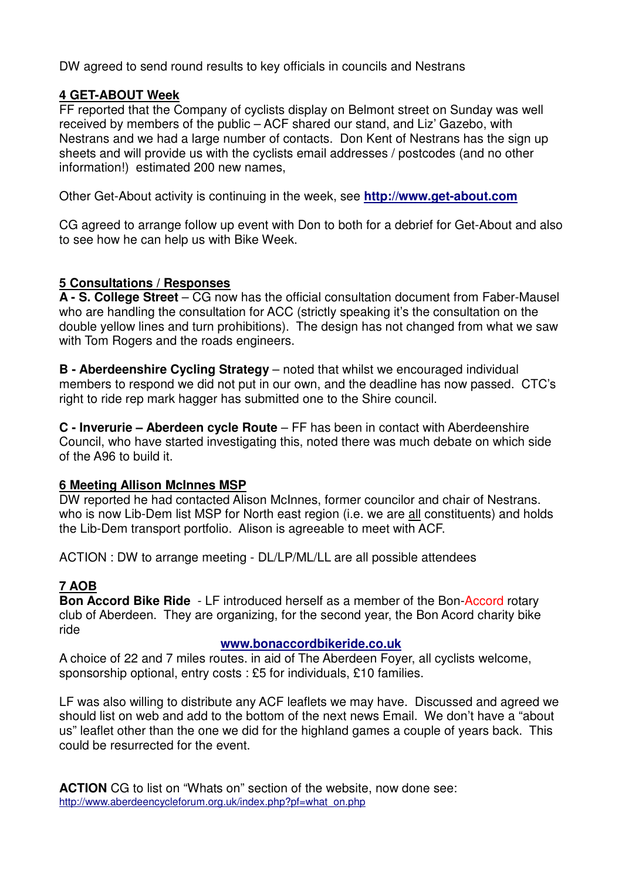DW agreed to send round results to key officials in councils and Nestrans

**4 GET-ABOUT Week**

FF reported that the Company of cyclists display on Belmont street on Sunday was well received by members of the public – ACF shared our stand, and Liz' Gazebo, with Nestrans and we had a large number of contacts. Don Kent of Nestrans has the sign up sheets and will provide us with the cyclists email addresses / postcodes (and no other information!) estimated 200 new names,

Other Get-About activity is continuing in the week, see **http://www.get-about.com**

CG agreed to arrange follow up event with Don to both for a debrief for Get-About and also to see how he can help us with Bike Week.

**5 Consultations / Responses**

**A - S. College Street** – CG now has the official consultation document from Faber-Mausel who are handling the consultation for ACC (strictly speaking it's the consultation on the double yellow lines and turn prohibitions). The design has not changed from what we saw with Tom Rogers and the roads engineers.

**B - Aberdeenshire Cycling Strategy** – noted that whilst we encouraged individual members to respond we did not put in our own, and the deadline has now passed. CTC's right to ride rep mark hagger has submitted one to the Shire council.

**C - Inverurie – Aberdeen cycle Route** – FF has been in contact with Aberdeenshire Council, who have started investigating this, noted there was much debate on which side of the A96 to build it.

**6 Meeting Allison McInnes MSP**

DW reported he had contacted Alison McInnes, former councilor and chair of Nestrans. who is now Lib-Dem list MSP for North east region (i.e. we are all constituents) and holds the Lib-Dem transport portfolio. Alison is agreeable to meet with ACF.

ACTION : DW to arrange meeting - DL/LP/ML/LL are all possible attendees

**7 AOB**

**Bon Accord Bike Ride** - LF introduced herself as a member of the Bon-Accord rotary club of Aberdeen. They are organizing, for the second year, the Bon Acord charity bike ride

**www.bonaccordbikeride.co.uk**

A choice of 22 and 7 miles routes. in aid of The Aberdeen Foyer, all cyclists welcome, sponsorship optional, entry costs : £5 for individuals, £10 families.

LF was also willing to distribute any ACF leaflets we may have. Discussed and agreed we should list on web and add to the bottom of the next news Email. We don't have a "about us" leaflet other than the one we did for the highland games a couple of years back. This could be resurrected for the event.

**ACTION** CG to list on "Whats on" section of the website, now done see:
http://www.aberdeencycleforum.org.uk/index.php?pf=what_on.php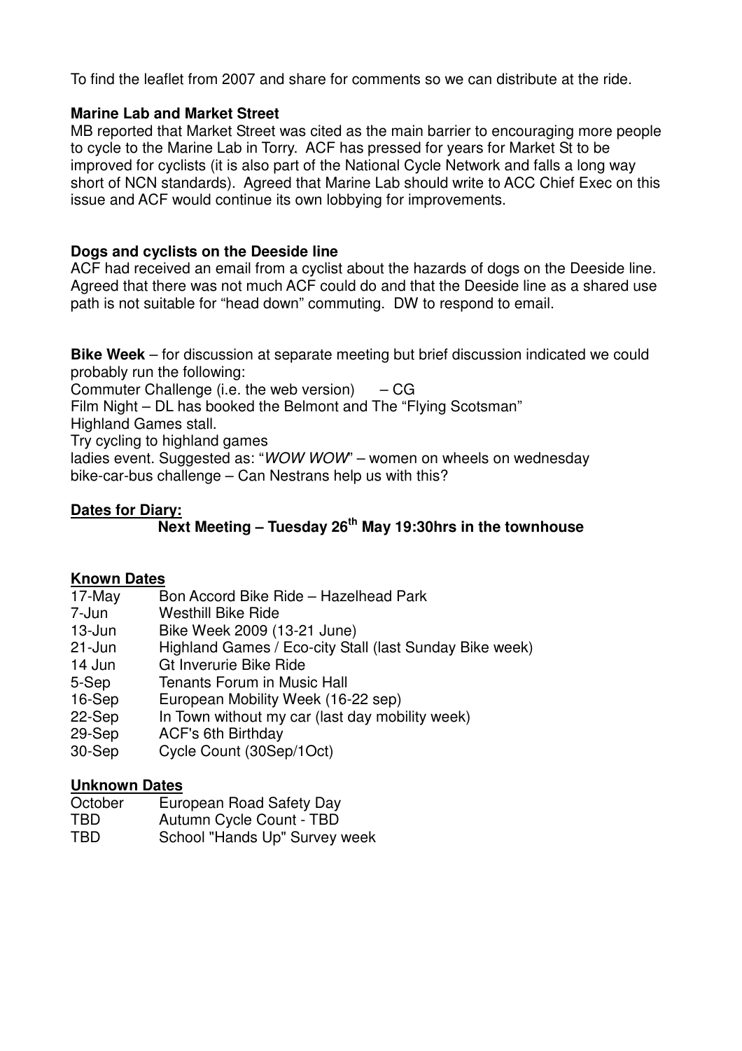To find the leaflet from 2007 and share for comments so we can distribute at the ride.

**Marine Lab and Market Street**
MB reported that Market Street was cited as the main barrier to encouraging more people to cycle to the Marine Lab in Torry. ACF has pressed for years for Market St to be improved for cyclists (it is also part of the National Cycle Network and falls a long way short of NCN standards). Agreed that Marine Lab should write to ACC Chief Exec on this issue and ACF would continue its own lobbying for improvements.

**Dogs and cyclists on the Deeside line**
ACF had received an email from a cyclist about the hazards of dogs on the Deeside line. Agreed that there was not much ACF could do and that the Deeside line as a shared use path is not suitable for "head down" commuting. DW to respond to email.

**Bike Week** – for discussion at separate meeting but brief discussion indicated we could probably run the following:
Commuter Challenge (i.e. the web version) – CG
Film Night – DL has booked the Belmont and The "Flying Scotsman"
Highland Games stall.
Try cycling to highland games
ladies event. Suggested as: "*WOW WOW*" – women on wheels on wednesday
bike-car-bus challenge – Can Nestrans help us with this?

**Dates for Diary:**

**Next Meeting – Tuesday 26th May 19:30hrs in the townhouse**

**Known Dates**

| | |
|---|---|
| 17-May | Bon Accord Bike Ride – Hazelhead Park |
| 7-Jun | Westhill Bike Ride |
| 13-Jun | Bike Week 2009 (13-21 June) |
| 21-Jun | Highland Games / Eco-city Stall (last Sunday Bike week) |
| 14 Jun | Gt Inverurie Bike Ride |
| 5-Sep | Tenants Forum in Music Hall |
| 16-Sep | European Mobility Week (16-22 sep) |
| 22-Sep | In Town without my car (last day mobility week) |
| 29-Sep | ACF's 6th Birthday |
| 30-Sep | Cycle Count (30Sep/1Oct) |

**Unknown Dates**

| | |
|---|---|
| October | European Road Safety Day |
| TBD | Autumn Cycle Count - TBD |
| TBD | School "Hands Up" Survey week |